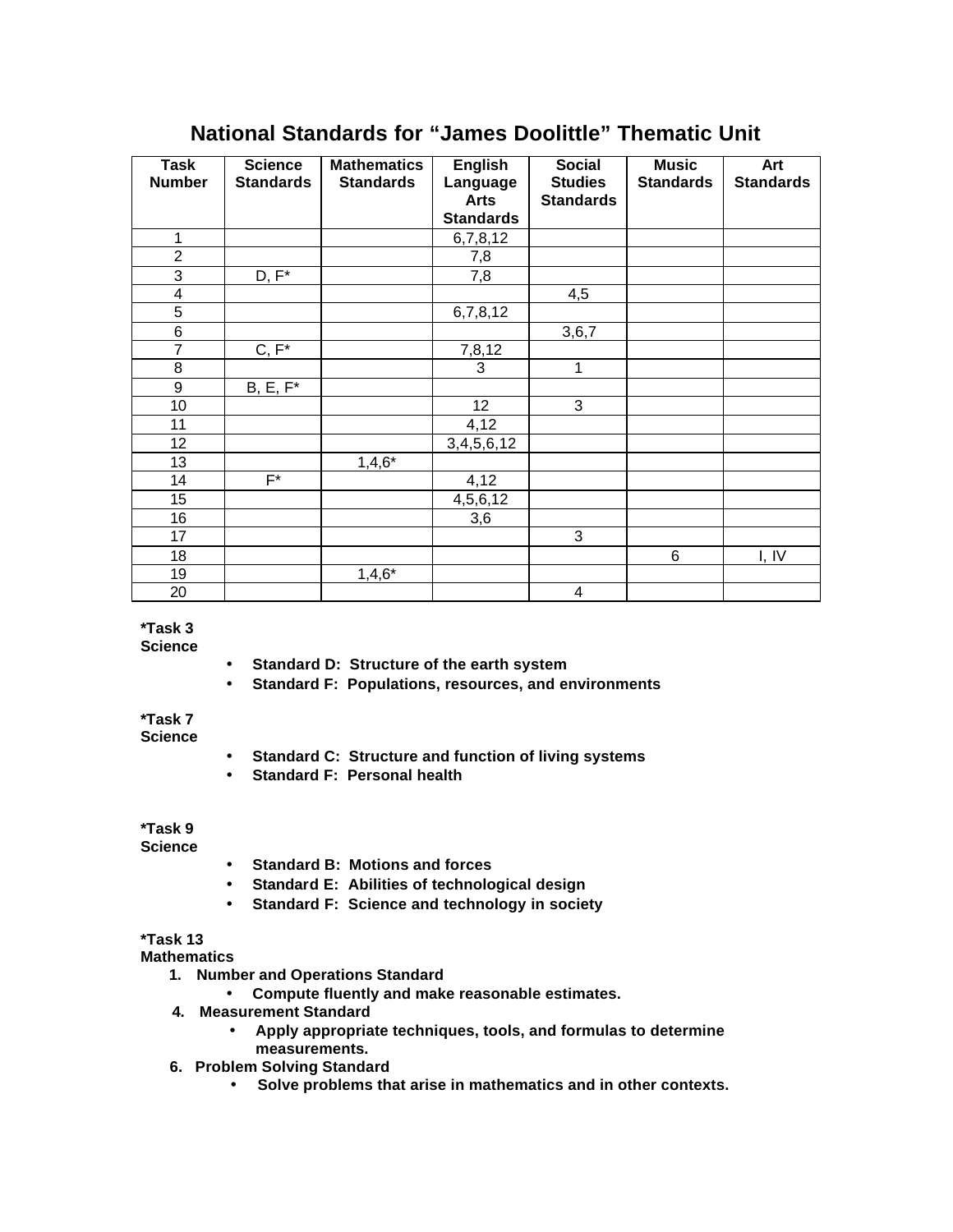# National Standards for "James Doolittle" Thematic Unit

| Task Number | Science Standards | Mathematics Standards | English Language Arts Standards | Social Studies Standards | Music Standards | Art Standards |
|---|---|---|---|---|---|---|
| 1 | | | 6,7,8,12 | | | |
| 2 | | | 7,8 | | | |
| 3 | D, F* | | 7,8 | | | |
| 4 | | | | 4,5 | | |
| 5 | | | 6,7,8,12 | | | |
| 6 | | | | 3,6,7 | | |
| 7 | C, F* | | 7,8,12 | | | |
| 8 | | | 3 | 1 | | |
| 9 | B, E, F* | | | | | |
| 10 | | | 12 | 3 | | |
| 11 | | | 4,12 | | | |
| 12 | | | 3,4,5,6,12 | | | |
| 13 | | 1,4,6* | | | | |
| 14 | F* | | 4,12 | | | |
| 15 | | | 4,5,6,12 | | | |
| 16 | | | 3,6 | | | |
| 17 | | | | 3 | | |
| 18 | | | | | 6 | I, IV |
| 19 | | 1,4,6* | | | | |
| 20 | | | | 4 | | |

**\*Task 3**
**Science**

- **Standard D: Structure of the earth system**
- **Standard F: Populations, resources, and environments**

**\*Task 7**
**Science**

- **Standard C: Structure and function of living systems**
- **Standard F: Personal health**

**\*Task 9**
**Science**

- **Standard B: Motions and forces**
- **Standard E: Abilities of technological design**
- **Standard F: Science and technology in society**

**\*Task 13**
**Mathematics**

1. **Number and Operations Standard**
   - **Compute fluently and make reasonable estimates.**
4. **Measurement Standard**
   - **Apply appropriate techniques, tools, and formulas to determine measurements.**
6. **Problem Solving Standard**
   - **Solve problems that arise in mathematics and in other contexts.**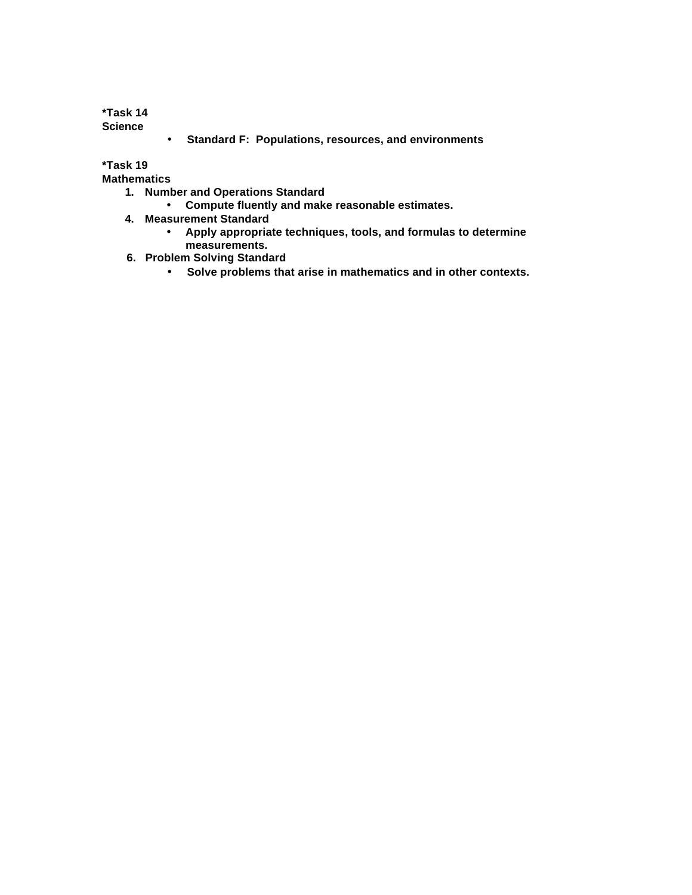**\*Task 14**
**Science**

- **Standard F: Populations, resources, and environments**

**\*Task 19**
**Mathematics**

1. **Number and Operations Standard**
   - **Compute fluently and make reasonable estimates.**
4. **Measurement Standard**
   - **Apply appropriate techniques, tools, and formulas to determine measurements.**
6. **Problem Solving Standard**
   - **Solve problems that arise in mathematics and in other contexts.**